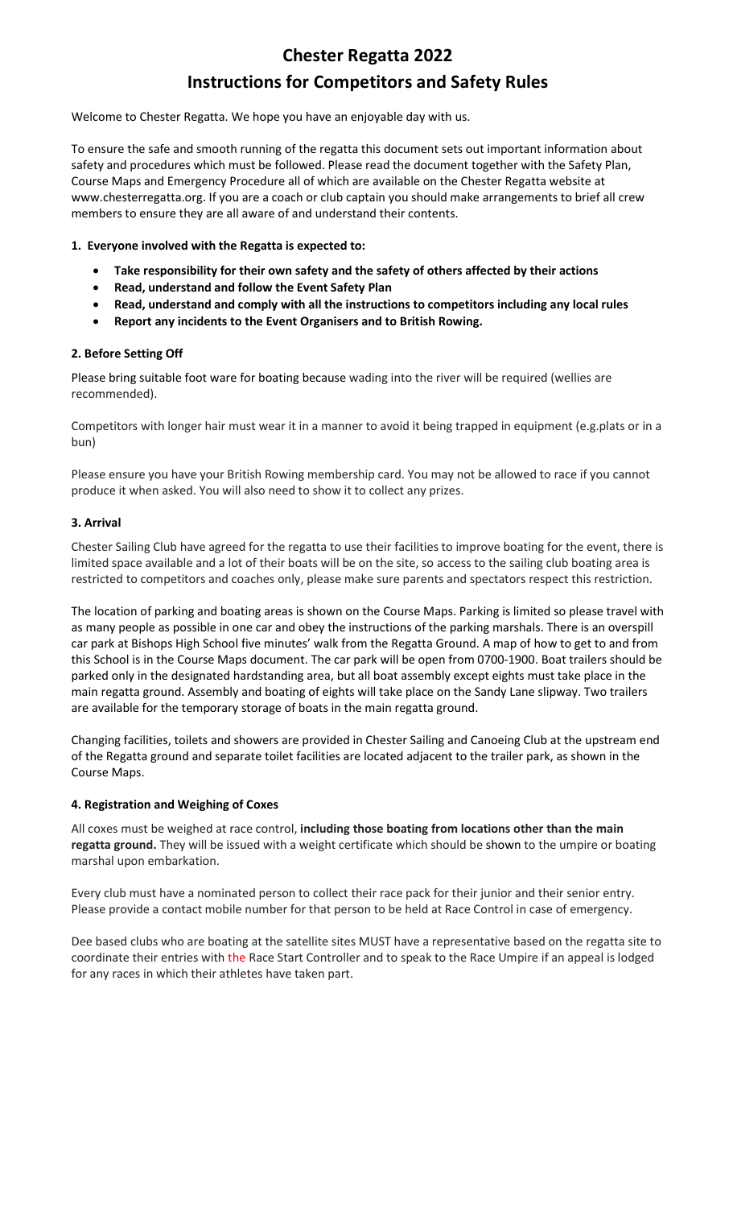# Chester Regatta 2022

# Instructions for Competitors and Safety Rules

Welcome to Chester Regatta. We hope you have an enjoyable day with us.

To ensure the safe and smooth running of the regatta this document sets out important information about safety and procedures which must be followed. Please read the document together with the Safety Plan, Course Maps and Emergency Procedure all of which are available on the Chester Regatta website at www.chesterregatta.org. If you are a coach or club captain you should make arrangements to brief all crew members to ensure they are all aware of and understand their contents.

### 1. Everyone involved with the Regatta is expected to:

- **Take responsibility for their own safety and the safety of others affected by their actions**
- **Read, understand and follow the Event Safety Plan**
- **Read, understand and comply with all the instructions to competitors including any local rules**
- **Report any incidents to the Event Organisers and to British Rowing.**

### 2. Before Setting Off

Please bring suitable foot ware for boating because wading into the river will be required (wellies are recommended).

Competitors with longer hair must wear it in a manner to avoid it being trapped in equipment (e.g.plats or in a bun)

Please ensure you have your British Rowing membership card. You may not be allowed to race if you cannot produce it when asked. You will also need to show it to collect any prizes.

### 3. Arrival

Chester Sailing Club have agreed for the regatta to use their facilities to improve boating for the event, there is limited space available and a lot of their boats will be on the site, so access to the sailing club boating area is restricted to competitors and coaches only, please make sure parents and spectators respect this restriction.

The location of parking and boating areas is shown on the Course Maps. Parking is limited so please travel with as many people as possible in one car and obey the instructions of the parking marshals. There is an overspill car park at Bishops High School five minutes' walk from the Regatta Ground. A map of how to get to and from this School is in the Course Maps document. The car park will be open from 0700-1900. Boat trailers should be parked only in the designated hardstanding area, but all boat assembly except eights must take place in the main regatta ground. Assembly and boating of eights will take place on the Sandy Lane slipway. Two trailers are available for the temporary storage of boats in the main regatta ground.

Changing facilities, toilets and showers are provided in Chester Sailing and Canoeing Club at the upstream end of the Regatta ground and separate toilet facilities are located adjacent to the trailer park, as shown in the Course Maps.

### 4. Registration and Weighing of Coxes

All coxes must be weighed at race control, **including those boating from locations other than the main regatta ground.** They will be issued with a weight certificate which should be shown to the umpire or boating marshal upon embarkation.

Every club must have a nominated person to collect their race pack for their junior and their senior entry. Please provide a contact mobile number for that person to be held at Race Control in case of emergency.

Dee based clubs who are boating at the satellite sites MUST have a representative based on the regatta site to coordinate their entries with the Race Start Controller and to speak to the Race Umpire if an appeal is lodged for any races in which their athletes have taken part.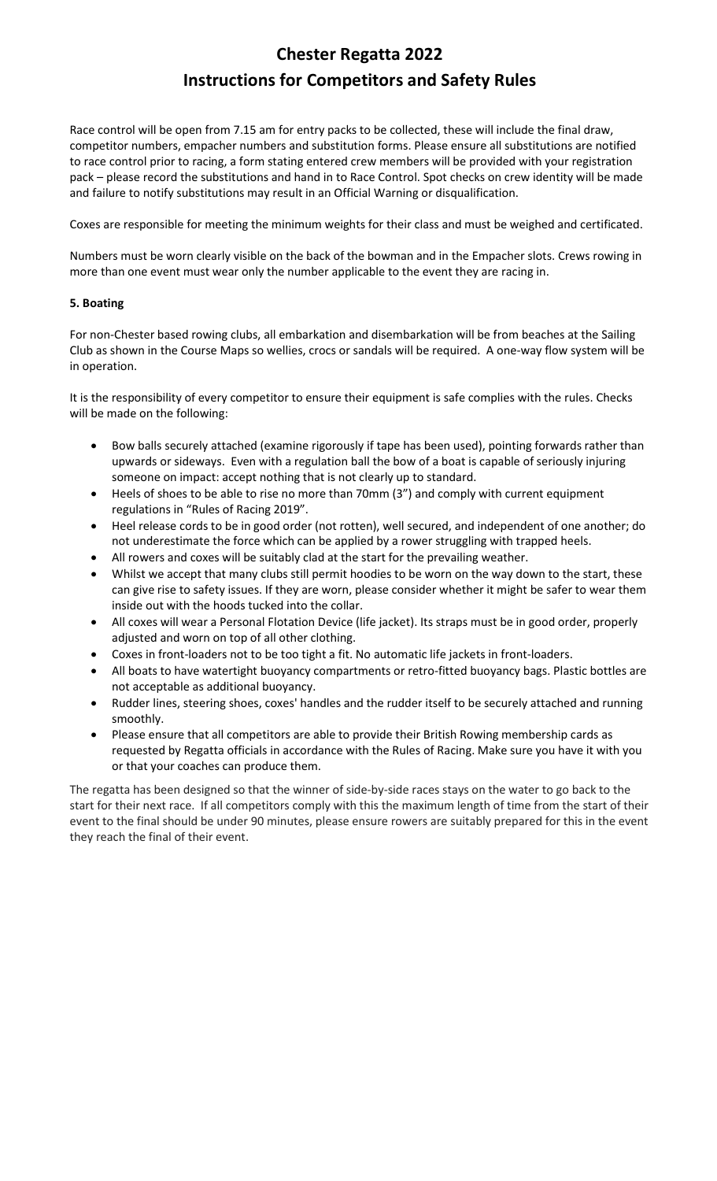# Chester Regatta 2022

# Instructions for Competitors and Safety Rules

Race control will be open from 7.15 am for entry packs to be collected, these will include the final draw, competitor numbers, empacher numbers and substitution forms. Please ensure all substitutions are notified to race control prior to racing, a form stating entered crew members will be provided with your registration pack – please record the substitutions and hand in to Race Control. Spot checks on crew identity will be made and failure to notify substitutions may result in an Official Warning or disqualification.

Coxes are responsible for meeting the minimum weights for their class and must be weighed and certificated.

Numbers must be worn clearly visible on the back of the bowman and in the Empacher slots. Crews rowing in more than one event must wear only the number applicable to the event they are racing in.

### 5. Boating

For non-Chester based rowing clubs, all embarkation and disembarkation will be from beaches at the Sailing Club as shown in the Course Maps so wellies, crocs or sandals will be required. A one-way flow system will be in operation.

It is the responsibility of every competitor to ensure their equipment is safe complies with the rules. Checks will be made on the following:

- Bow balls securely attached (examine rigorously if tape has been used), pointing forwards rather than upwards or sideways. Even with a regulation ball the bow of a boat is capable of seriously injuring someone on impact: accept nothing that is not clearly up to standard.
- Heels of shoes to be able to rise no more than 70mm (3") and comply with current equipment regulations in "Rules of Racing 2019".
- Heel release cords to be in good order (not rotten), well secured, and independent of one another; do not underestimate the force which can be applied by a rower struggling with trapped heels.
- All rowers and coxes will be suitably clad at the start for the prevailing weather.
- Whilst we accept that many clubs still permit hoodies to be worn on the way down to the start, these can give rise to safety issues. If they are worn, please consider whether it might be safer to wear them inside out with the hoods tucked into the collar.
- All coxes will wear a Personal Flotation Device (life jacket). Its straps must be in good order, properly adjusted and worn on top of all other clothing.
- Coxes in front-loaders not to be too tight a fit. No automatic life jackets in front-loaders.
- All boats to have watertight buoyancy compartments or retro-fitted buoyancy bags. Plastic bottles are not acceptable as additional buoyancy.
- Rudder lines, steering shoes, coxes' handles and the rudder itself to be securely attached and running smoothly.
- Please ensure that all competitors are able to provide their British Rowing membership cards as requested by Regatta officials in accordance with the Rules of Racing. Make sure you have it with you or that your coaches can produce them.

The regatta has been designed so that the winner of side-by-side races stays on the water to go back to the start for their next race. If all competitors comply with this the maximum length of time from the start of their event to the final should be under 90 minutes, please ensure rowers are suitably prepared for this in the event they reach the final of their event.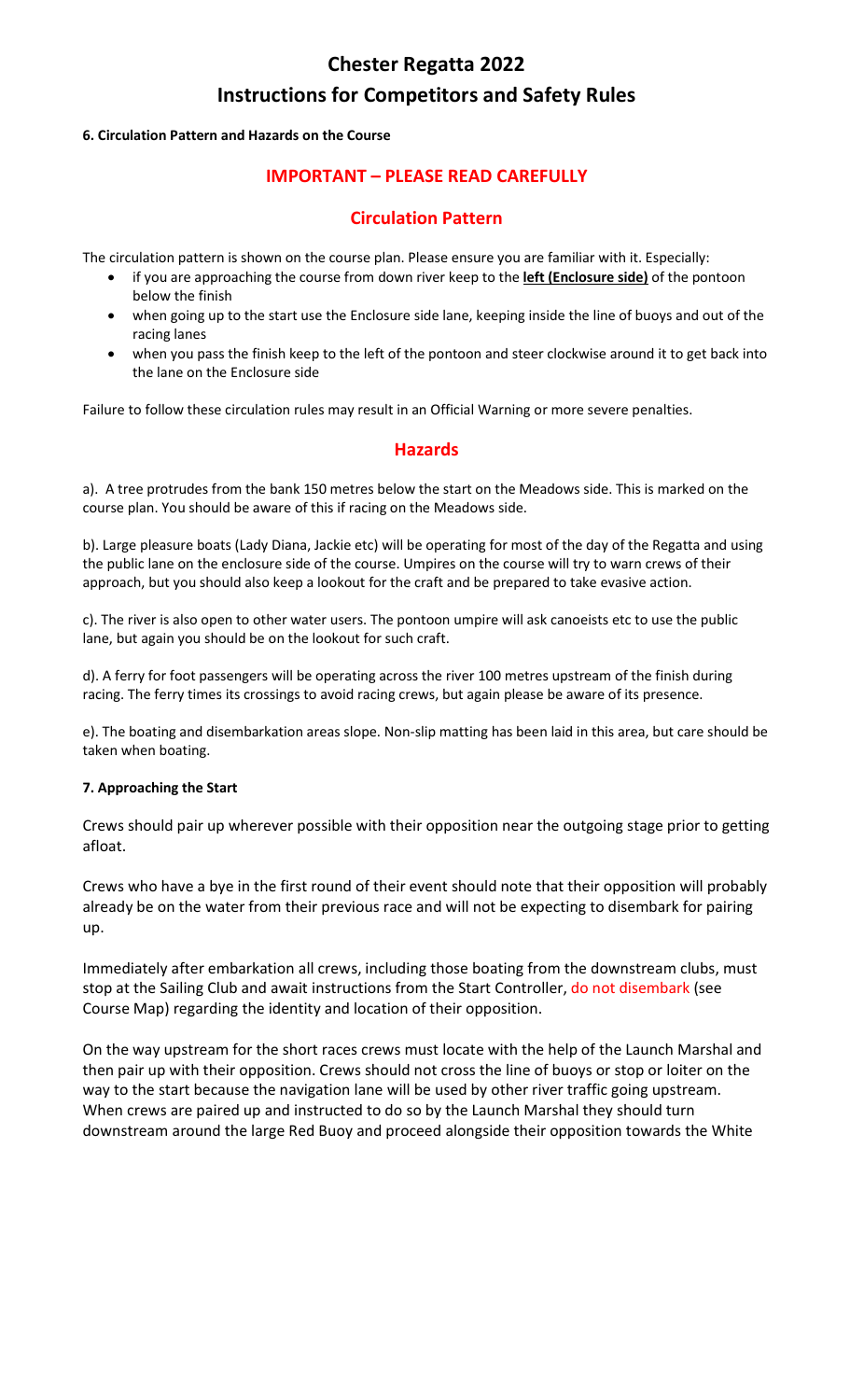# Chester Regatta 2022

# Instructions for Competitors and Safety Rules

**6. Circulation Pattern and Hazards on the Course**

## IMPORTANT – PLEASE READ CAREFULLY

## Circulation Pattern

The circulation pattern is shown on the course plan. Please ensure you are familiar with it. Especially:

- if you are approaching the course from down river keep to the **left (Enclosure side)** of the pontoon below the finish
- when going up to the start use the Enclosure side lane, keeping inside the line of buoys and out of the racing lanes
- when you pass the finish keep to the left of the pontoon and steer clockwise around it to get back into the lane on the Enclosure side

Failure to follow these circulation rules may result in an Official Warning or more severe penalties.

## Hazards

a). A tree protrudes from the bank 150 metres below the start on the Meadows side. This is marked on the course plan. You should be aware of this if racing on the Meadows side.

b). Large pleasure boats (Lady Diana, Jackie etc) will be operating for most of the day of the Regatta and using the public lane on the enclosure side of the course. Umpires on the course will try to warn crews of their approach, but you should also keep a lookout for the craft and be prepared to take evasive action.

c). The river is also open to other water users. The pontoon umpire will ask canoeists etc to use the public lane, but again you should be on the lookout for such craft.

d). A ferry for foot passengers will be operating across the river 100 metres upstream of the finish during racing. The ferry times its crossings to avoid racing crews, but again please be aware of its presence.

e). The boating and disembarkation areas slope. Non-slip matting has been laid in this area, but care should be taken when boating.

**7. Approaching the Start**

Crews should pair up wherever possible with their opposition near the outgoing stage prior to getting afloat.

Crews who have a bye in the first round of their event should note that their opposition will probably already be on the water from their previous race and will not be expecting to disembark for pairing up.

Immediately after embarkation all crews, including those boating from the downstream clubs, must stop at the Sailing Club and await instructions from the Start Controller, do not disembark (see Course Map) regarding the identity and location of their opposition.

On the way upstream for the short races crews must locate with the help of the Launch Marshal and then pair up with their opposition. Crews should not cross the line of buoys or stop or loiter on the way to the start because the navigation lane will be used by other river traffic going upstream. When crews are paired up and instructed to do so by the Launch Marshal they should turn downstream around the large Red Buoy and proceed alongside their opposition towards the White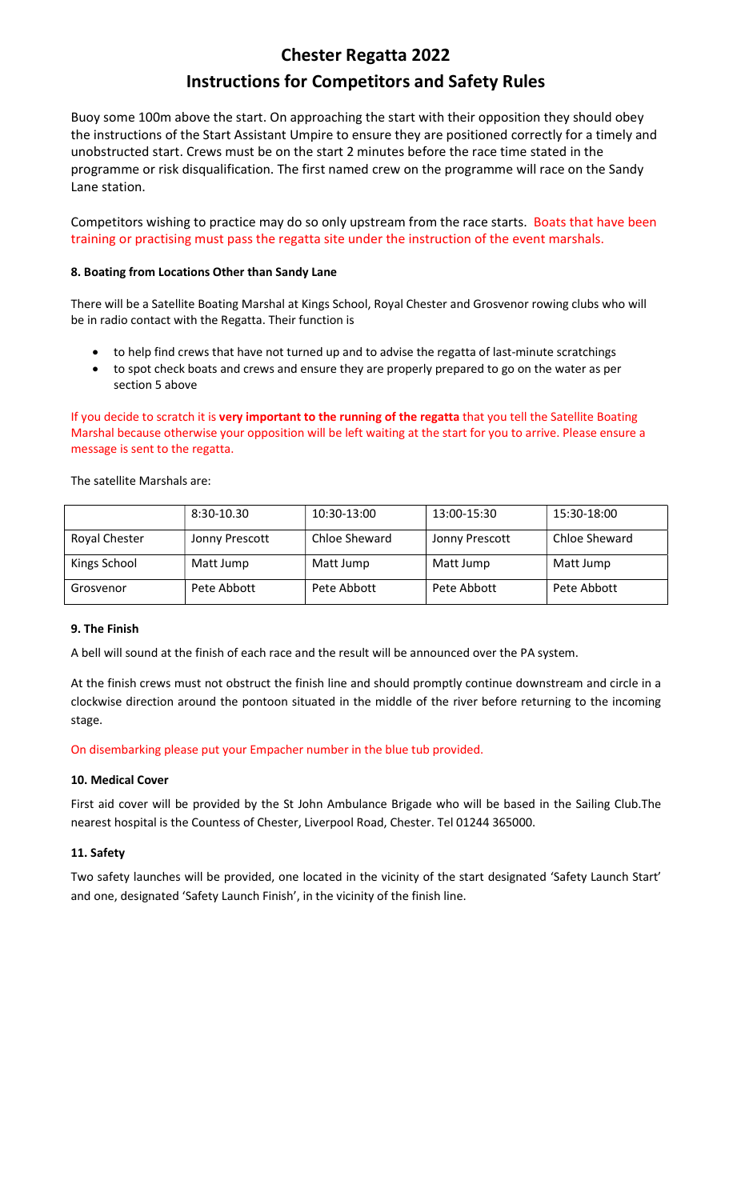# Chester Regatta 2022

# Instructions for Competitors and Safety Rules

Buoy some 100m above the start. On approaching the start with their opposition they should obey the instructions of the Start Assistant Umpire to ensure they are positioned correctly for a timely and unobstructed start. Crews must be on the start 2 minutes before the race time stated in the programme or risk disqualification. The first named crew on the programme will race on the Sandy Lane station.

Competitors wishing to practice may do so only upstream from the race starts. Boats that have been training or practising must pass the regatta site under the instruction of the event marshals.

### 8. Boating from Locations Other than Sandy Lane

There will be a Satellite Boating Marshal at Kings School, Royal Chester and Grosvenor rowing clubs who will be in radio contact with the Regatta. Their function is

- to help find crews that have not turned up and to advise the regatta of last-minute scratchings
- to spot check boats and crews and ensure they are properly prepared to go on the water as per section 5 above

If you decide to scratch it is **very important to the running of the regatta** that you tell the Satellite Boating Marshal because otherwise your opposition will be left waiting at the start for you to arrive. Please ensure a message is sent to the regatta.

The satellite Marshals are:

| | 8:30-10.30 | 10:30-13:00 | 13:00-15:30 | 15:30-18:00 |
|---|---|---|---|---|
| Royal Chester | Jonny Prescott | Chloe Sheward | Jonny Prescott | Chloe Sheward |
| Kings School | Matt Jump | Matt Jump | Matt Jump | Matt Jump |
| Grosvenor | Pete Abbott | Pete Abbott | Pete Abbott | Pete Abbott |

### 9. The Finish

A bell will sound at the finish of each race and the result will be announced over the PA system.

At the finish crews must not obstruct the finish line and should promptly continue downstream and circle in a clockwise direction around the pontoon situated in the middle of the river before returning to the incoming stage.

On disembarking please put your Empacher number in the blue tub provided.

### 10. Medical Cover

First aid cover will be provided by the St John Ambulance Brigade who will be based in the Sailing Club.The nearest hospital is the Countess of Chester, Liverpool Road, Chester. Tel 01244 365000.

### 11. Safety

Two safety launches will be provided, one located in the vicinity of the start designated 'Safety Launch Start' and one, designated 'Safety Launch Finish', in the vicinity of the finish line.